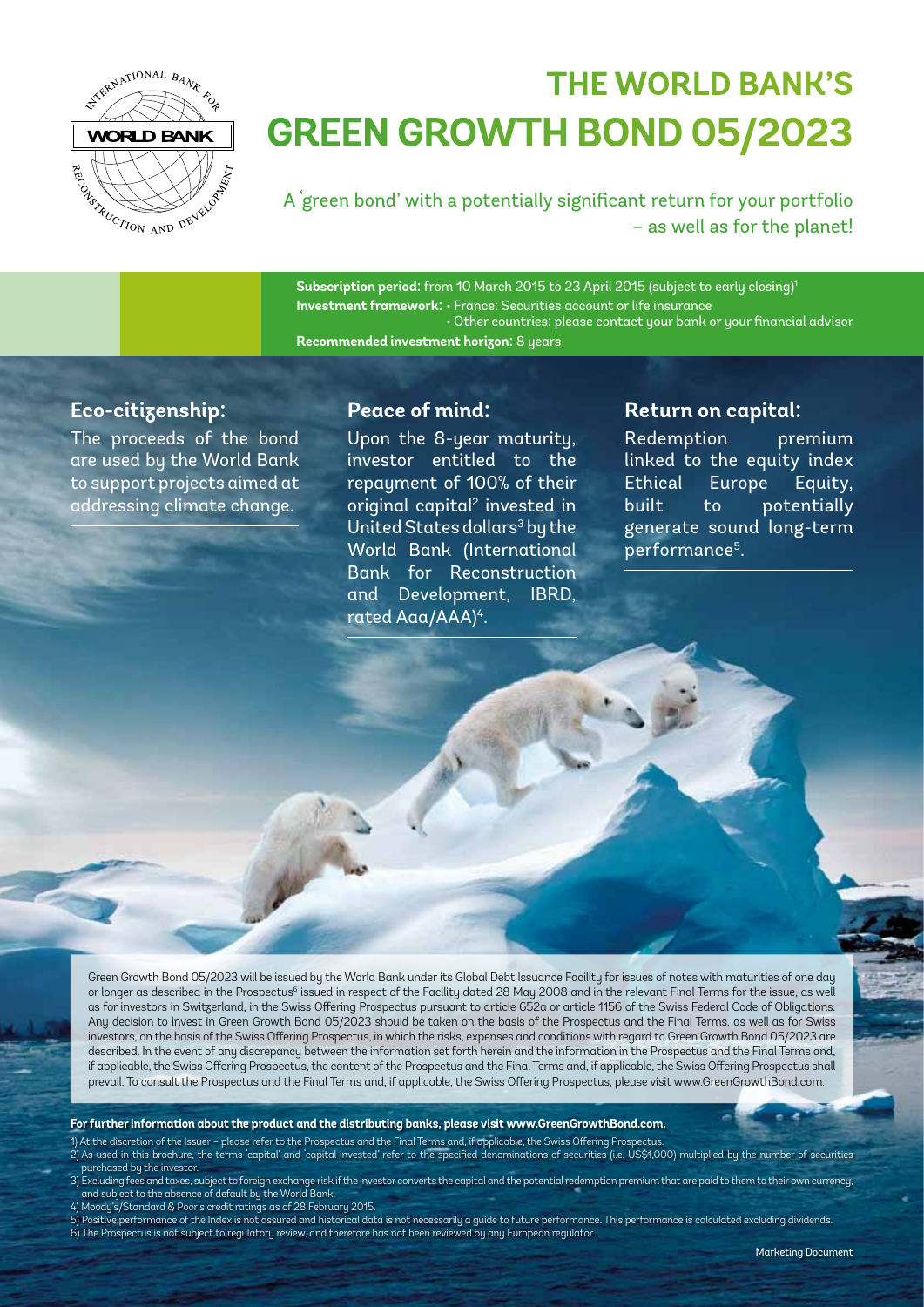# THE WORLD BANK'S GREEN GROWTH BOND 05/2023

A 'green bond' with a potentially significant return for your portfolio – as well as for the planet!

**Subscription period:** from 10 March 2015 to 23 April 2015 (subject to early closing)[1]
**Investment framework:** • France: Securities account or life insurance
• Other countries: please contact your bank or your financial advisor
**Recommended investment horizon:** 8 years

## Eco-citizenship:

The proceeds of the bond are used by the World Bank to support projects aimed at addressing climate change.

## Peace of mind:

Upon the 8-year maturity, investor entitled to the repayment of 100% of their original capital[2] invested in United States dollars[3] by the World Bank (International Bank for Reconstruction and Development, IBRD, rated Aaa/AAA)[4].

## Return on capital:

Redemption premium linked to the equity index Ethical Europe Equity, built to potentially generate sound long-term performance[5].

Green Growth Bond 05/2023 will be issued by the World Bank under its Global Debt Issuance Facility for issues of notes with maturities of one day or longer as described in the Prospectus[6] issued in respect of the Facility dated 28 May 2008 and in the relevant Final Terms for the issue, as well as for investors in Switzerland, in the Swiss Offering Prospectus pursuant to article 652a or article 1156 of the Swiss Federal Code of Obligations. Any decision to invest in Green Growth Bond 05/2023 should be taken on the basis of the Prospectus and the Final Terms, as well as for Swiss investors, on the basis of the Swiss Offering Prospectus, in which the risks, expenses and conditions with regard to Green Growth Bond 05/2023 are described. In the event of any discrepancy between the information set forth herein and the information in the Prospectus and the Final Terms and, if applicable, the Swiss Offering Prospectus, the content of the Prospectus and the Final Terms and, if applicable, the Swiss Offering Prospectus shall prevail. To consult the Prospectus and the Final Terms and, if applicable, the Swiss Offering Prospectus, please visit www.GreenGrowthBond.com.

**For further information about the product and the distributing banks, please visit www.GreenGrowthBond.com.**

1) At the discretion of the Issuer – please refer to the Prospectus and the Final Terms and, if applicable, the Swiss Offering Prospectus.
2) As used in this brochure, the terms 'capital' and 'capital invested' refer to the specified denominations of securities (i.e. US$1,000) multiplied by the number of securities purchased by the investor.
3) Excluding fees and taxes, subject to foreign exchange risk if the investor converts the capital and the potential redemption premium that are paid to them to their own currency, and subject to the absence of default by the World Bank.
4) Moody's/Standard & Poor's credit ratings as of 28 February 2015.
5) Positive performance of the Index is not assured and historical data is not necessarily a guide to future performance. This performance is calculated excluding dividends.
6) The Prospectus is not subject to regulatory review, and therefore has not been reviewed by any European regulator.

Marketing Document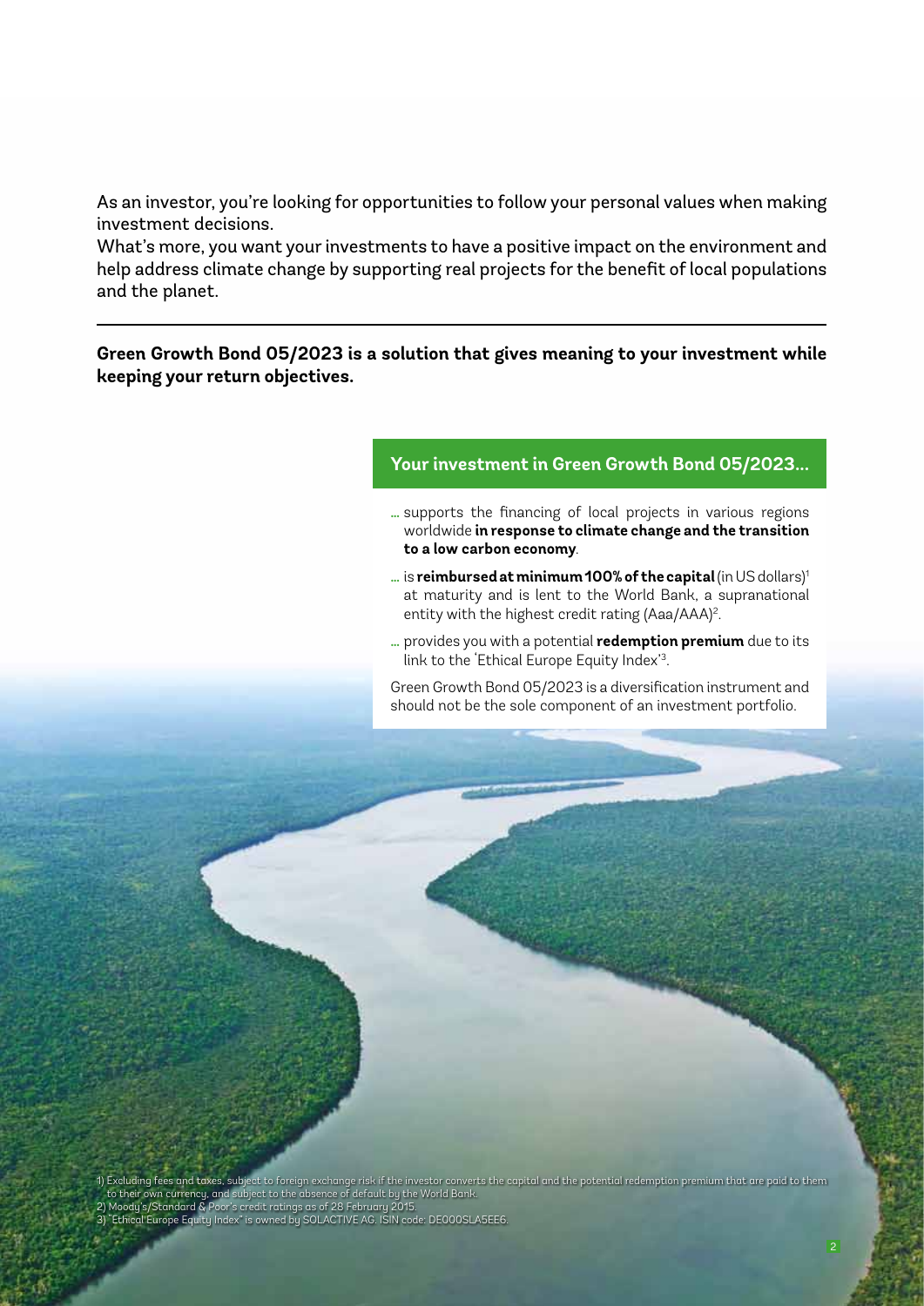As an investor, you're looking for opportunities to follow your personal values when making investment decisions.
What's more, you want your investments to have a positive impact on the environment and help address climate change by supporting real projects for the benefit of local populations and the planet.

---

**Green Growth Bond 05/2023 is a solution that gives meaning to your investment while keeping your return objectives.**

### Your investment in Green Growth Bond 05/2023...

... supports the financing of local projects in various regions worldwide **in response to climate change and the transition to a low carbon economy**.

... is **reimbursed at minimum 100% of the capital** (in US dollars)[1] at maturity and is lent to the World Bank, a supranational entity with the highest credit rating (Aaa/AAA)[2].

... provides you with a potential **redemption premium** due to its link to the 'Ethical Europe Equity Index'[3].

Green Growth Bond 05/2023 is a diversification instrument and should not be the sole component of an investment portfolio.

1) Excluding fees and taxes, subject to foreign exchange risk if the investor converts the capital and the potential redemption premium that are paid to them to their own currency, and subject to the absence of default by the World Bank.
2) Moody's/Standard & Poor's credit ratings as of 28 February 2015.
3) "Ethical Europe Equity Index" is owned by SOLACTIVE AG. ISIN code: DE000SLA5EE6.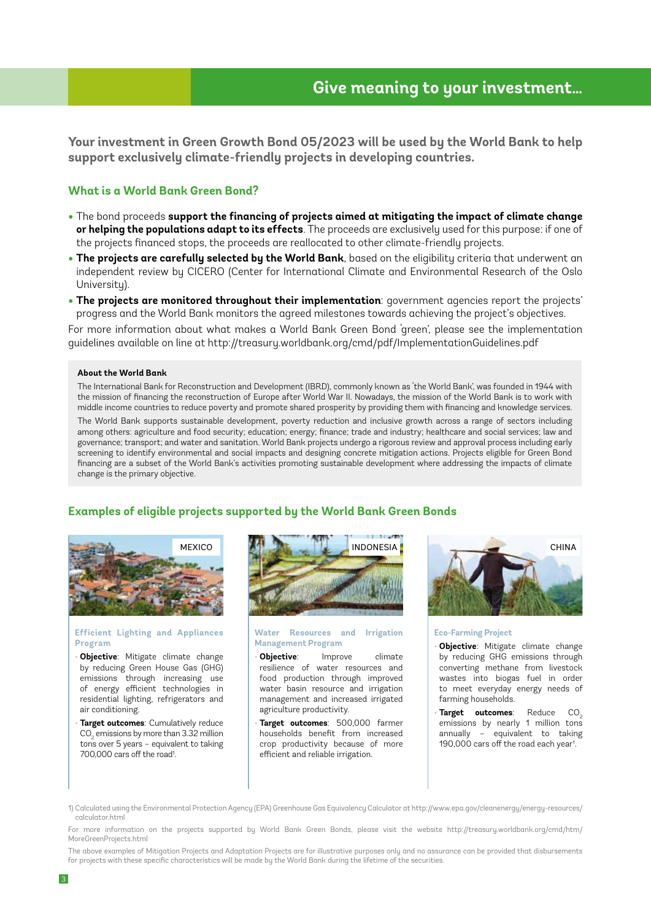# Give meaning to your investment…

**Your investment in Green Growth Bond 05/2023 will be used by the World Bank to help support exclusively climate-friendly projects in developing countries.**

## What is a World Bank Green Bond?

- The bond proceeds **support the financing of projects aimed at mitigating the impact of climate change or helping the populations adapt to its effects**. The proceeds are exclusively used for this purpose: if one of the projects financed stops, the proceeds are reallocated to other climate-friendly projects.
- **The projects are carefully selected by the World Bank**, based on the eligibility criteria that underwent an independent review by CICERO (Center for International Climate and Environmental Research of the Oslo University).
- **The projects are monitored throughout their implementation**: government agencies report the projects' progress and the World Bank monitors the agreed milestones towards achieving the project's objectives.

For more information about what makes a World Bank Green Bond 'green', please see the implementation guidelines available on line at http://treasury.worldbank.org/cmd/pdf/ImplementationGuidelines.pdf

**About the World Bank**

The International Bank for Reconstruction and Development (IBRD), commonly known as 'the World Bank', was founded in 1944 with the mission of financing the reconstruction of Europe after World War II. Nowadays, the mission of the World Bank is to work with middle income countries to reduce poverty and promote shared prosperity by providing them with financing and knowledge services.

The World Bank supports sustainable development, poverty reduction and inclusive growth across a range of sectors including among others: agriculture and food security; education; energy; finance; trade and industry; healthcare and social services; law and governance; transport; and water and sanitation. World Bank projects undergo a rigorous review and approval process including early screening to identify environmental and social impacts and designing concrete mitigation actions. Projects eligible for Green Bond financing are a subset of the World Bank's activities promoting sustainable development where addressing the impacts of climate change is the primary objective.

## Examples of eligible projects supported by the World Bank Green Bonds

MEXICO

**Efficient Lighting and Appliances Program**

- **Objective**: Mitigate climate change by reducing Green House Gas (GHG) emissions through increasing use of energy efficient technologies in residential lighting, refrigerators and air conditioning.
- **Target outcomes**: Cumulatively reduce $CO_2$ emissions by more than 3.32 million tons over 5 years – equivalent to taking 700,000 cars off the road[1].

INDONESIA

**Water Resources and Irrigation Management Program**

- **Objective**: Improve climate resilience of water resources and food production through improved water basin resource and irrigation management and increased irrigated agriculture productivity.
- **Target outcomes**: 500,000 farmer households benefit from increased crop productivity because of more efficient and reliable irrigation.

CHINA

**Eco-Farming Project**

- **Objective**: Mitigate climate change by reducing GHG emissions through converting methane from livestock wastes into biogas fuel in order to meet everyday energy needs of farming households.
- **Target outcomes**: Reduce $CO_2$ emissions by nearly 1 million tons annually – equivalent to taking 190,000 cars off the road each year[1].

1) Calculated using the Environmental Protection Agency (EPA) Greenhouse Gas Equivalency Calculator at http://www.epa.gov/cleanenergy/energy-resources/calculator.html

For more information on the projects supported by World Bank Green Bonds, please visit the website http://treasury.worldbank.org/cmd/htm/MoreGreenProjects.html

The above examples of Mitigation Projects and Adaptation Projects are for illustrative purposes only and no assurance can be provided that disbursements for projects with these specific characteristics will be made by the World Bank during the lifetime of the securities.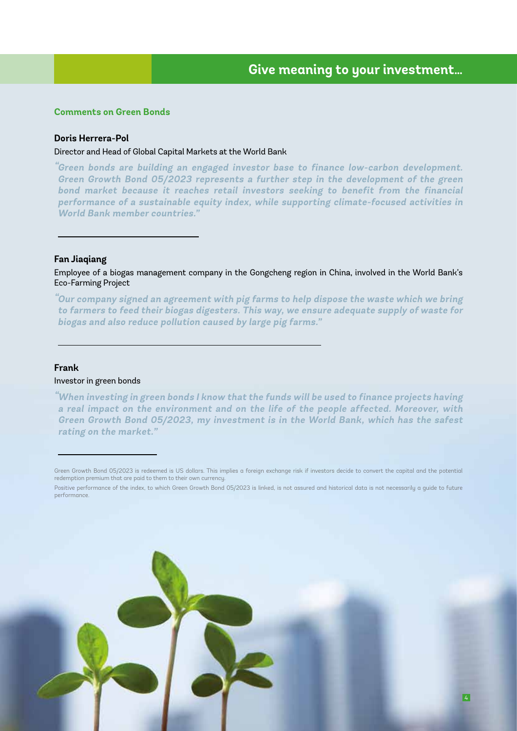## Give meaning to your investment...

### Comments on Green Bonds

**Doris Herrera-Pol**

Director and Head of Global Capital Markets at the World Bank

*"Green bonds are building an engaged investor base to finance low-carbon development. Green Growth Bond 05/2023 represents a further step in the development of the green bond market because it reaches retail investors seeking to benefit from the financial performance of a sustainable equity index, while supporting climate-focused activities in World Bank member countries."*

---

**Fan Jiaqiang**

Employee of a biogas management company in the Gongcheng region in China, involved in the World Bank's Eco-Farming Project

*"Our company signed an agreement with pig farms to help dispose the waste which we bring to farmers to feed their biogas digesters. This way, we ensure adequate supply of waste for biogas and also reduce pollution caused by large pig farms."*

---

**Frank**

Investor in green bonds

*"When investing in green bonds I know that the funds will be used to finance projects having a real impact on the environment and on the life of the people affected. Moreover, with Green Growth Bond 05/2023, my investment is in the World Bank, which has the safest rating on the market."*

---

Green Growth Bond 05/2023 is redeemed is US dollars. This implies a foreign exchange risk if investors decide to convert the capital and the potential redemption premium that are paid to them to their own currency.

Positive performance of the index, to which Green Growth Bond 05/2023 is linked, is not assured and historical data is not necessarily a guide to future performance.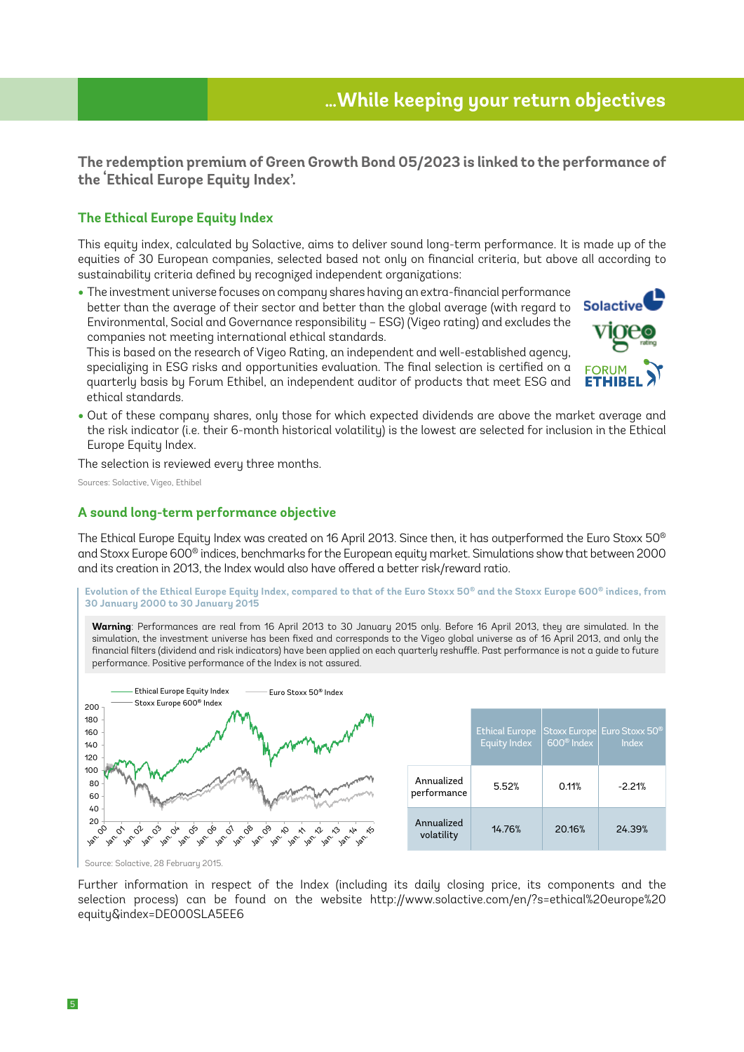## …While keeping your return objectives

**The redemption premium of Green Growth Bond 05/2023 is linked to the performance of the 'Ethical Europe Equity Index'.**

### The Ethical Europe Equity Index

This equity index, calculated by Solactive, aims to deliver sound long-term performance. It is made up of the equities of 30 European companies, selected based not only on financial criteria, but above all according to sustainability criteria defined by recognized independent organizations:

- The investment universe focuses on company shares having an extra-financial performance better than the average of their sector and better than the global average (with regard to Environmental, Social and Governance responsibility – ESG) (Vigeo rating) and excludes the companies not meeting international ethical standards.
  This is based on the research of Vigeo Rating, an independent and well-established agency, specializing in ESG risks and opportunities evaluation. The final selection is certified on a quarterly basis by Forum Ethibel, an independent auditor of products that meet ESG and ethical standards.
- Out of these company shares, only those for which expected dividends are above the market average and the risk indicator (i.e. their 6-month historical volatility) is the lowest are selected for inclusion in the Ethical Europe Equity Index.

The selection is reviewed every three months.

Sources: Solactive, Vigeo, Ethibel

### A sound long-term performance objective

The Ethical Europe Equity Index was created on 16 April 2013. Since then, it has outperformed the Euro Stoxx 50® and Stoxx Europe 600® indices, benchmarks for the European equity market. Simulations show that between 2000 and its creation in 2013, the Index would also have offered a better risk/reward ratio.

**Evolution of the Ethical Europe Equity Index, compared to that of the Euro Stoxx 50® and the Stoxx Europe 600® indices, from 30 January 2000 to 30 January 2015**

**Warning**: Performances are real from 16 April 2013 to 30 January 2015 only. Before 16 April 2013, they are simulated. In the simulation, the investment universe has been fixed and corresponds to the Vigeo global universe as of 16 April 2013, and only the financial filters (dividend and risk indicators) have been applied on each quarterly reshuffle. Past performance is not a guide to future performance. Positive performance of the Index is not assured.

Ethical Europe Equity Index
Euro Stoxx 50® Index
Stoxx Europe 600® Index
200
180
160
140
120
100
80
60
40
20
Jan. 00, Jan. 01, Jan. 02, Jan. 03, Jan. 04, Jan. 05, Jan. 06, Jan. 07, Jan. 08, Jan. 09, Jan. 10, Jan. 11, Jan. 12, Jan. 13, Jan. 14, Jan. 15

| | Ethical Europe Equity Index | Stoxx Europe 600® Index | Euro Stoxx 50® Index |
|---|---|---|---|
| Annualized performance | 5.52% | 0.11% | -2.21% |
| Annualized volatility | 14.76% | 20.16% | 24.39% |

Source: Solactive, 28 February 2015.

Further information in respect of the Index (including its daily closing price, its components and the selection process) can be found on the website http://www.solactive.com/en/?s=ethical%20europe%20 equity&index=DE000SLA5EE6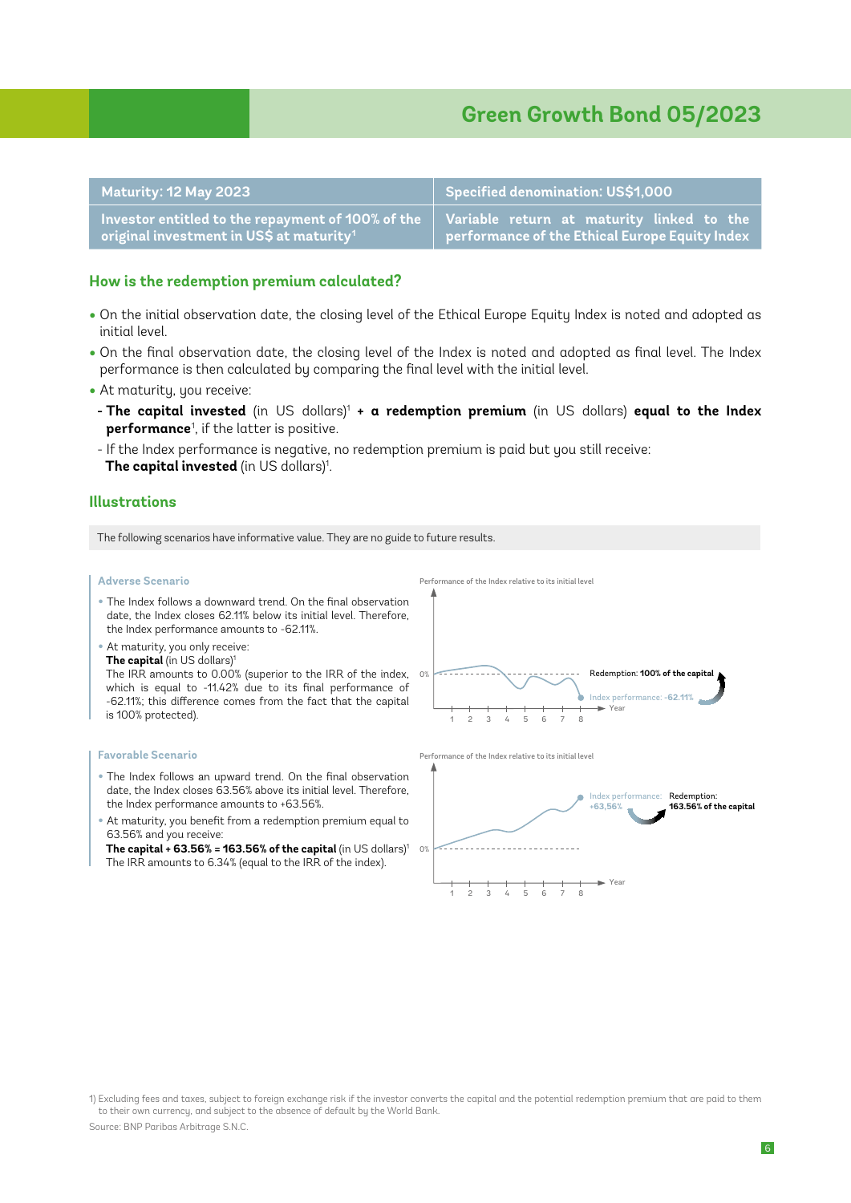# Green Growth Bond 05/2023

| Maturity: 12 May 2023 | Specified denomination: US$1,000 |
|---|---|
| Investor entitled to the repayment of 100% of the original investment in US$ at maturity[1] | Variable return at maturity linked to the performance of the Ethical Europe Equity Index |

## How is the redemption premium calculated?

- On the initial observation date, the closing level of the Ethical Europe Equity Index is noted and adopted as initial level.
- On the final observation date, the closing level of the Index is noted and adopted as final level. The Index performance is then calculated by comparing the final level with the initial level.
- At maturity, you receive:
  - **The capital invested** (in US dollars)[1] **+ a redemption premium** (in US dollars) **equal to the Index performance**[1], if the latter is positive.
  - If the Index performance is negative, no redemption premium is paid but you still receive: **The capital invested** (in US dollars)[1].

## Illustrations

The following scenarios have informative value. They are no guide to future results.

### Adverse Scenario

- The Index follows a downward trend. On the final observation date, the Index closes 62.11% below its initial level. Therefore, the Index performance amounts to -62.11%.
- At maturity, you only receive:
  **The capital** (in US dollars)[1]
  The IRR amounts to 0.00% (superior to the IRR of the index, which is equal to -11.42% due to its final performance of -62.11%; this difference comes from the fact that the capital is 100% protected).

Performance of the Index relative to its initial level

0%

Redemption: **100% of the capital**

Index performance: -62.11%

Year

1 2 3 4 5 6 7 8

### Favorable Scenario

- The Index follows an upward trend. On the final observation date, the Index closes 63.56% above its initial level. Therefore, the Index performance amounts to +63.56%.
- At maturity, you benefit from a redemption premium equal to 63.56% and you receive:
  **The capital + 63.56% = 163.56% of the capital** (in US dollars)[1]
  The IRR amounts to 6.34% (equal to the IRR of the index).

Performance of the Index relative to its initial level

Index performance: +63,56%

Redemption: **163.56% of the capital**

0%

Year

1 2 3 4 5 6 7 8

1) Excluding fees and taxes, subject to foreign exchange risk if the investor converts the capital and the potential redemption premium that are paid to them to their own currency, and subject to the absence of default by the World Bank.

Source: BNP Paribas Arbitrage S.N.C.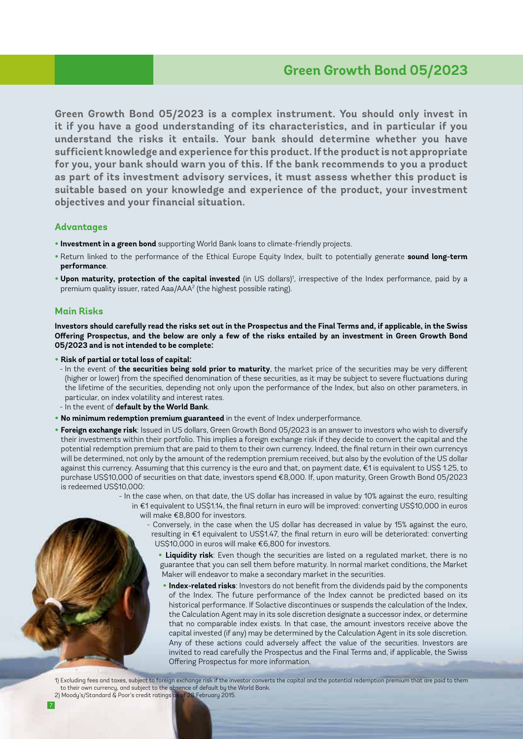# Green Growth Bond 05/2023

**Green Growth Bond 05/2023 is a complex instrument. You should only invest in it if you have a good understanding of its characteristics, and in particular if you understand the risks it entails. Your bank should determine whether you have sufficient knowledge and experience for this product. If the product is not appropriate for you, your bank should warn you of this. If the bank recommends to you a product as part of its investment advisory services, it must assess whether this product is suitable based on your knowledge and experience of the product, your investment objectives and your financial situation.**

## Advantages

- **Investment in a green bond** supporting World Bank loans to climate-friendly projects.
- Return linked to the performance of the Ethical Europe Equity Index, built to potentially generate **sound long-term performance**.
- **Upon maturity, protection of the capital invested** (in US dollars)[1], irrespective of the Index performance, paid by a premium quality issuer, rated Aaa/AAA[2] (the highest possible rating).

## Main Risks

**Investors should carefully read the risks set out in the Prospectus and the Final Terms and, if applicable, in the Swiss Offering Prospectus, and the below are only a few of the risks entailed by an investment in Green Growth Bond 05/2023 and is not intended to be complete:**

- **Risk of partial or total loss of capital:**
  - In the event of **the securities being sold prior to maturity**, the market price of the securities may be very different (higher or lower) from the specified denomination of these securities, as it may be subject to severe fluctuations during the lifetime of the securities, depending not only upon the performance of the Index, but also on other parameters, in particular, on index volatility and interest rates.
  - In the event of **default by the World Bank**.
- **No minimum redemption premium guaranteed** in the event of Index underperformance.
- **Foreign exchange risk**: Issued in US dollars, Green Growth Bond 05/2023 is an answer to investors who wish to diversify their investments within their portfolio. This implies a foreign exchange risk if they decide to convert the capital and the potential redemption premium that are paid to them to their own currency. Indeed, the final return in their own currencys will be determined, not only by the amount of the redemption premium received, but also by the evolution of the US dollar against this currency. Assuming that this currency is the euro and that, on payment date, €1 is equivalent to US$ 1.25, to purchase US$10,000 of securities on that date, investors spend €8,000. If, upon maturity, Green Growth Bond 05/2023 is redeemed US$10,000:
  - In the case when, on that date, the US dollar has increased in value by 10% against the euro, resulting in €1 equivalent to US$1.14, the final return in euro will be improved: converting US$10,000 in euros will make €8,800 for investors.
  - Conversely, in the case when the US dollar has decreased in value by 15% against the euro, resulting in €1 equivalent to US$1.47, the final return in euro will be deteriorated: converting US$10,000 in euros will make €6,800 for investors.
- **Liquidity risk**: Even though the securities are listed on a regulated market, there is no guarantee that you can sell them before maturity. In normal market conditions, the Market Maker will endeavor to make a secondary market in the securities.
- **Index-related risks**: Investors do not benefit from the dividends paid by the components of the Index. The future performance of the Index cannot be predicted based on its historical performance. If Solactive discontinues or suspends the calculation of the Index, the Calculation Agent may in its sole discretion designate a successor index, or determine that no comparable index exists. In that case, the amount investors receive above the capital invested (if any) may be determined by the Calculation Agent in its sole discretion. Any of these actions could adversely affect the value of the securities. Investors are invited to read carefully the Prospectus and the Final Terms and, if applicable, the Swiss Offering Prospectus for more information.

1) Excluding fees and taxes, subject to foreign exchange risk if the investor converts the capital and the potential redemption premium that are paid to them to their own currency, and subject to the absence of default by the World Bank.
2) Moody's/Standard & Poor's credit ratings as of 28 February 2015.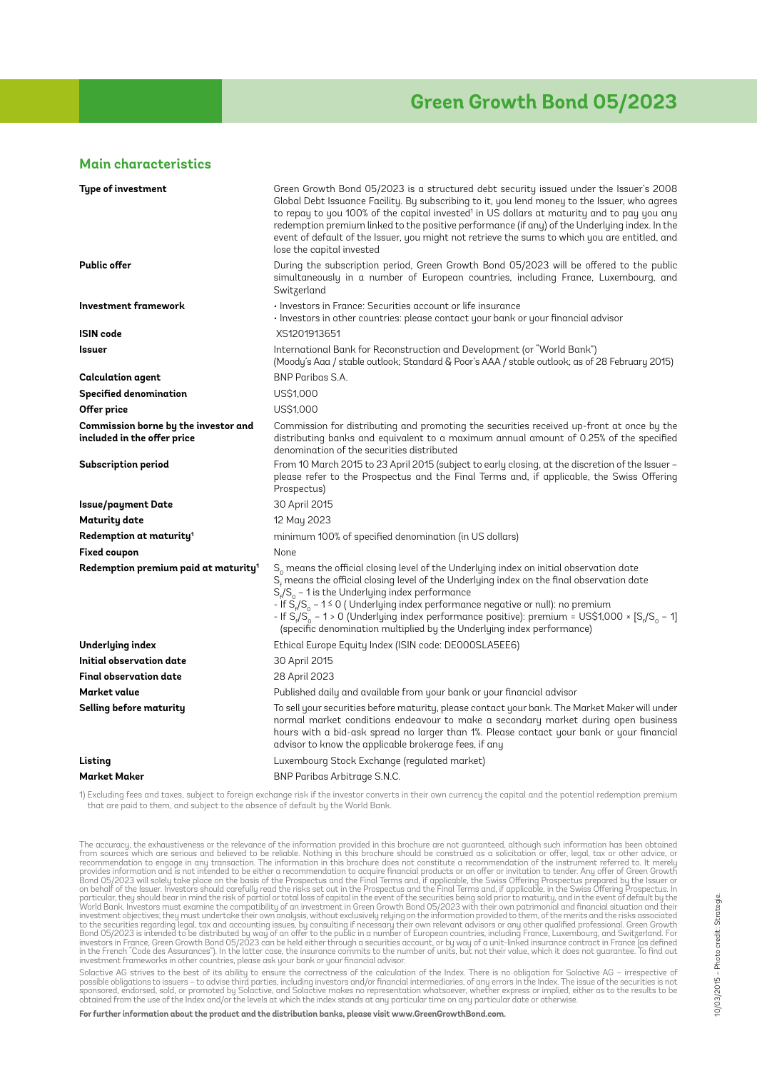# Green Growth Bond 05/2023

## Main characteristics

| | |
|---|---|
| **Type of investment** | Green Growth Bond 05/2023 is a structured debt security issued under the Issuer's 2008 Global Debt Issuance Facility. By subscribing to it, you lend money to the Issuer, who agrees to repay to you 100% of the capital invested[1] in US dollars at maturity and to pay you any redemption premium linked to the positive performance (if any) of the Underlying index. In the event of default of the Issuer, you might not retrieve the sums to which you are entitled, and lose the capital invested |
| **Public offer** | During the subscription period, Green Growth Bond 05/2023 will be offered to the public simultaneously in a number of European countries, including France, Luxembourg, and Switzerland |
| **Investment framework** | • Investors in France: Securities account or life insurance<br>• Investors in other countries: please contact your bank or your financial advisor |
| **ISIN code** | XS1201913651 |
| **Issuer** | International Bank for Reconstruction and Development (or "World Bank")<br>(Moody's Aaa / stable outlook; Standard & Poor's AAA / stable outlook; as of 28 February 2015) |
| **Calculation agent** | BNP Paribas S.A. |
| **Specified denomination** | US$1,000 |
| **Offer price** | US$1,000 |
| **Commission borne by the investor and included in the offer price** | Commission for distributing and promoting the securities received up-front at once by the distributing banks and equivalent to a maximum annual amount of 0.25% of the specified denomination of the securities distributed |
| **Subscription period** | From 10 March 2015 to 23 April 2015 (subject to early closing, at the discretion of the Issuer – please refer to the Prospectus and the Final Terms and, if applicable, the Swiss Offering Prospectus) |
| **Issue/payment Date** | 30 April 2015 |
| **Maturity date** | 12 May 2023 |
| **Redemption at maturity[1]** | minimum 100% of specified denomination (in US dollars) |
| **Fixed coupon** | None |
| **Redemption premium paid at maturity[1]** | $S_0$ means the official closing level of the Underlying index on initial observation date<br>$S_f$ means the official closing level of the Underlying index on the final observation date<br>$S_f/S_0 - 1$ is the Underlying index performance<br>- If $S_f/S_0 - 1 \leq 0$ ( Underlying index performance negative or null): no premium<br>- If $S_f/S_0 - 1 > 0$ (Underlying index performance positive): premium = US\$1,000 × $[S_f/S_0 - 1]$ (specific denomination multiplied by the Underlying index performance) |
| **Underlying index** | Ethical Europe Equity Index (ISIN code: DE000SLA5EE6) |
| **Initial observation date** | 30 April 2015 |
| **Final observation date** | 28 April 2023 |
| **Market value** | Published daily and available from your bank or your financial advisor |
| **Selling before maturity** | To sell your securities before maturity, please contact your bank. The Market Maker will under normal market conditions endeavour to make a secondary market during open business hours with a bid-ask spread no larger than 1%. Please contact your bank or your financial advisor to know the applicable brokerage fees, if any |
| **Listing** | Luxembourg Stock Exchange (regulated market) |
| **Market Maker** | BNP Paribas Arbitrage S.N.C. |

1) Excluding fees and taxes, subject to foreign exchange risk if the investor converts in their own currency the capital and the potential redemption premium that are paid to them, and subject to the absence of default by the World Bank.

The accuracy, the exhaustiveness or the relevance of the information provided in this brochure are not guaranteed, although such information has been obtained from sources which are serious and believed to be reliable. Nothing in this brochure should be construed as a solicitation or offer, legal, tax or other advice, or recommendation to engage in any transaction. The information in this brochure does not constitute a recommendation of the instrument referred to. It merely provides information and is not intended to be either a recommendation to acquire financial products or an offer or invitation to tender. Any offer of Green Growth Bond 05/2023 will solely take place on the basis of the Prospectus and the Final Terms and, if applicable, the Swiss Offering Prospectus prepared by the Issuer or on behalf of the Issuer. Investors should carefully read the risks set out in the Prospectus and the Final Terms and, if applicable, in the Swiss Offering Prospectus. In particular, they should bear in mind the risk of partial or total loss of capital in the event of the securities being sold prior to maturity, and in the event of default by the World Bank. Investors must examine the compatibility of an investment in Green Growth Bond 05/2023 with their own patrimonial and financial situation and their investment objectives; they must undertake their own analysis, without exclusively relying on the information provided to them, of the merits and the risks associated to the securities regarding legal, tax and accounting issues, by consulting if necessary their own relevant advisors or any other qualified professional. Green Growth Bond 05/2023 is intended to be distributed by way of an offer to the public in a number of European countries, including France, Luxembourg, and Switzerland. For investors in France, Green Growth Bond 05/2023 can be held either through a securities account, or by way of a unit-linked insurance contract in France (as defined in the French "Code des Assurances"). In the latter case, the insurance commits to the number of units, but not their value, which it does not guarantee. To find out investment frameworks in other countries, please ask your bank or your financial advisor.

Solactive AG strives to the best of its ability to ensure the correctness of the calculation of the Index. There is no obligation for Solactive AG – irrespective of possible obligations to issuers – to advise third parties, including investors and/or financial intermediaries, of any errors in the Index. The issue of the securities is not sponsored, endorsed, sold, or promoted by Solactive, and Solactive makes no representation whatsoever, whether express or implied, either as to the results to be obtained from the use of the Index and/or the levels at which the index stands at any particular time on any particular date or otherwise.

**For further information about the product and the distribution banks, please visit www.GreenGrowthBond.com.**

10/03/2015 – Photo credit: Strategie